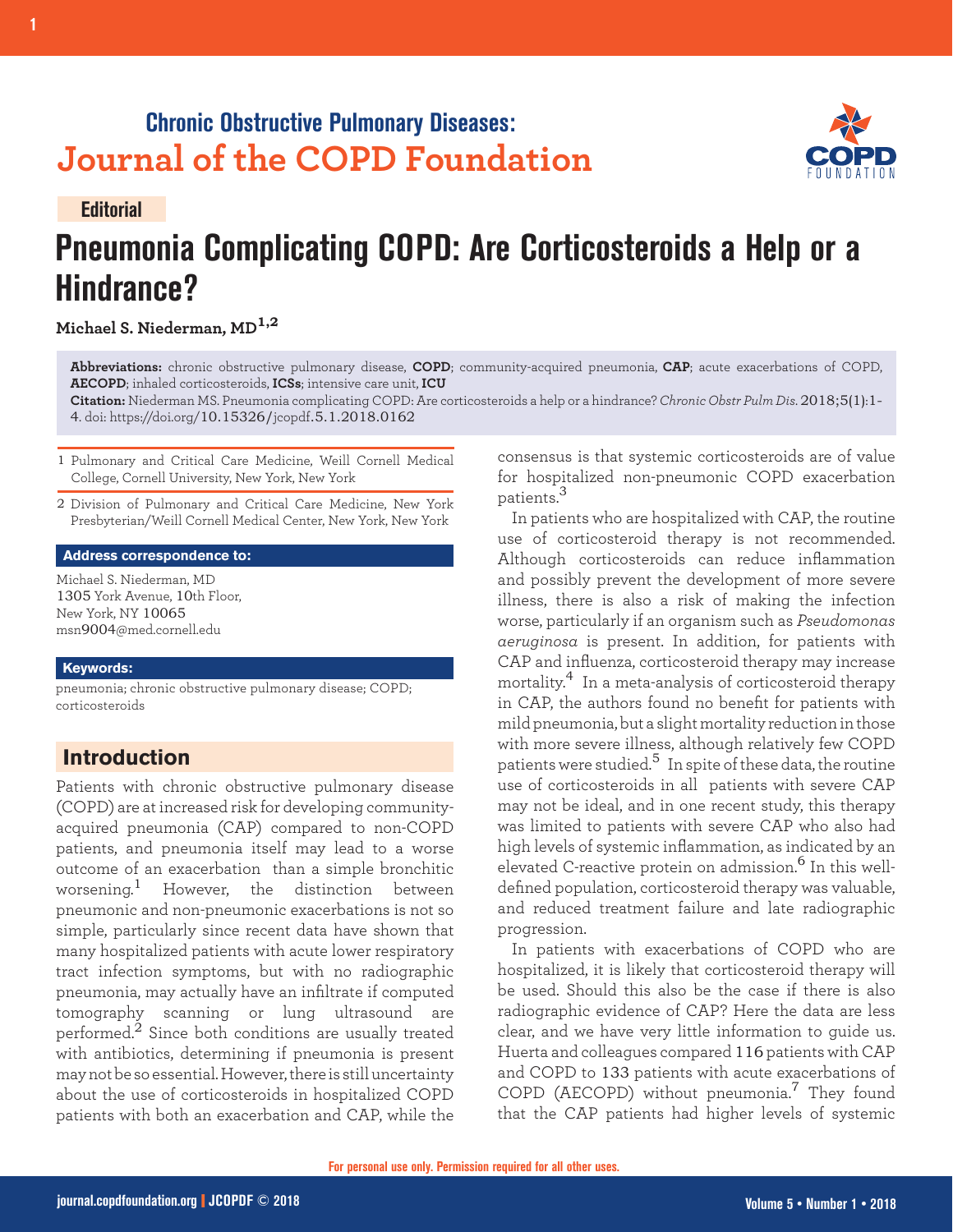Chronic Obstructive Pulmonary Diseases:
Journal of the COPD Foundation

**Editorial**

# Pneumonia Complicating COPD: Are Corticosteroids a Help or a Hindrance?

**Michael S. Niederman, MD**[1,2]

**Abbreviations:** chronic obstructive pulmonary disease, **COPD**; community-acquired pneumonia, **CAP**; acute exacerbations of COPD, **AECOPD**; inhaled corticosteroids, **ICSs**; intensive care unit, **ICU**
**Citation:** Niederman MS. Pneumonia complicating COPD: Are corticosteroids a help or a hindrance? *Chronic Obstr Pulm Dis.* 2018;5(1):1-4. doi: https://doi.org/10.15326/jcopdf.5.1.2018.0162

1 Pulmonary and Critical Care Medicine, Weill Cornell Medical College, Cornell University, New York, New York

2 Division of Pulmonary and Critical Care Medicine, New York Presbyterian/Weill Cornell Medical Center, New York, New York

**Address correspondence to:**

Michael S. Niederman, MD
1305 York Avenue, 10th Floor,
New York, NY 10065
msn9004@med.cornell.edu

**Keywords:**

pneumonia; chronic obstructive pulmonary disease; COPD; corticosteroids

## Introduction

Patients with chronic obstructive pulmonary disease (COPD) are at increased risk for developing community-acquired pneumonia (CAP) compared to non-COPD patients, and pneumonia itself may lead to a worse outcome of an exacerbation than a simple bronchitic worsening.[1] However, the distinction between pneumonic and non-pneumonic exacerbations is not so simple, particularly since recent data have shown that many hospitalized patients with acute lower respiratory tract infection symptoms, but with no radiographic pneumonia, may actually have an infiltrate if computed tomography scanning or lung ultrasound are performed.[2] Since both conditions are usually treated with antibiotics, determining if pneumonia is present may not be so essential. However, there is still uncertainty about the use of corticosteroids in hospitalized COPD patients with both an exacerbation and CAP, while the consensus is that systemic corticosteroids are of value for hospitalized non-pneumonic COPD exacerbation patients.[3]

In patients who are hospitalized with CAP, the routine use of corticosteroid therapy is not recommended. Although corticosteroids can reduce inflammation and possibly prevent the development of more severe illness, there is also a risk of making the infection worse, particularly if an organism such as *Pseudomonas aeruginosa* is present. In addition, for patients with CAP and influenza, corticosteroid therapy may increase mortality.[4] In a meta-analysis of corticosteroid therapy in CAP, the authors found no benefit for patients with mild pneumonia, but a slight mortality reduction in those with more severe illness, although relatively few COPD patients were studied.[5] In spite of these data, the routine use of corticosteroids in all patients with severe CAP may not be ideal, and in one recent study, this therapy was limited to patients with severe CAP who also had high levels of systemic inflammation, as indicated by an elevated C-reactive protein on admission.[6] In this well-defined population, corticosteroid therapy was valuable, and reduced treatment failure and late radiographic progression.

In patients with exacerbations of COPD who are hospitalized, it is likely that corticosteroid therapy will be used. Should this also be the case if there is also radiographic evidence of CAP? Here the data are less clear, and we have very little information to guide us. Huerta and colleagues compared 116 patients with CAP and COPD to 133 patients with acute exacerbations of COPD (AECOPD) without pneumonia.[7] They found that the CAP patients had higher levels of systemic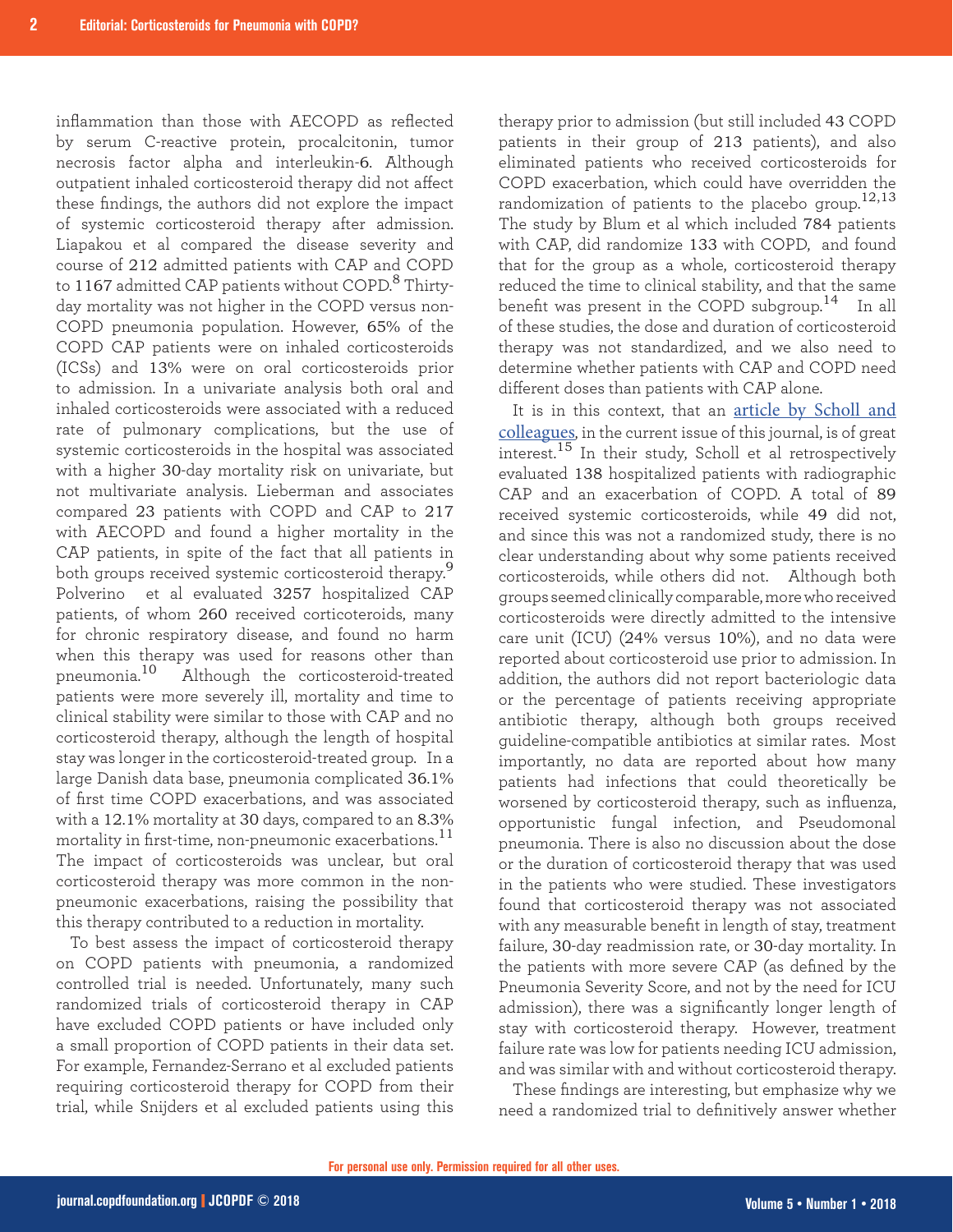inflammation than those with AECOPD as reflected by serum C-reactive protein, procalcitonin, tumor necrosis factor alpha and interleukin-6. Although outpatient inhaled corticosteroid therapy did not affect these findings, the authors did not explore the impact of systemic corticosteroid therapy after admission. Liapakou et al compared the disease severity and course of 212 admitted patients with CAP and COPD to 1167 admitted CAP patients without COPD.[8] Thirty-day mortality was not higher in the COPD versus non-COPD pneumonia population. However, 65% of the COPD CAP patients were on inhaled corticosteroids (ICSs) and 13% were on oral corticosteroids prior to admission. In a univariate analysis both oral and inhaled corticosteroids were associated with a reduced rate of pulmonary complications, but the use of systemic corticosteroids in the hospital was associated with a higher 30-day mortality risk on univariate, but not multivariate analysis. Lieberman and associates compared 23 patients with COPD and CAP to 217 with AECOPD and found a higher mortality in the CAP patients, in spite of the fact that all patients in both groups received systemic corticosteroid therapy.[9] Polverino et al evaluated 3257 hospitalized CAP patients, of whom 260 received corticoteroids, many for chronic respiratory disease, and found no harm when this therapy was used for reasons other than pneumonia.[10] Although the corticosteroid-treated patients were more severely ill, mortality and time to clinical stability were similar to those with CAP and no corticosteroid therapy, although the length of hospital stay was longer in the corticosteroid-treated group. In a large Danish data base, pneumonia complicated 36.1% of first time COPD exacerbations, and was associated with a 12.1% mortality at 30 days, compared to an 8.3% mortality in first-time, non-pneumonic exacerbations.[11] The impact of corticosteroids was unclear, but oral corticosteroid therapy was more common in the non-pneumonic exacerbations, raising the possibility that this therapy contributed to a reduction in mortality.

To best assess the impact of corticosteroid therapy on COPD patients with pneumonia, a randomized controlled trial is needed. Unfortunately, many such randomized trials of corticosteroid therapy in CAP have excluded COPD patients or have included only a small proportion of COPD patients in their data set. For example, Fernandez-Serrano et al excluded patients requiring corticosteroid therapy for COPD from their trial, while Snijders et al excluded patients using this therapy prior to admission (but still included 43 COPD patients in their group of 213 patients), and also eliminated patients who received corticosteroids for COPD exacerbation, which could have overridden the randomization of patients to the placebo group.[12,13] The study by Blum et al which included 784 patients with CAP, did randomize 133 with COPD, and found that for the group as a whole, corticosteroid therapy reduced the time to clinical stability, and that the same benefit was present in the COPD subgroup.[14] In all of these studies, the dose and duration of corticosteroid therapy was not standardized, and we also need to determine whether patients with CAP and COPD need different doses than patients with CAP alone.

It is in this context, that an article by Scholl and colleagues, in the current issue of this journal, is of great interest.[15] In their study, Scholl et al retrospectively evaluated 138 hospitalized patients with radiographic CAP and an exacerbation of COPD. A total of 89 received systemic corticosteroids, while 49 did not, and since this was not a randomized study, there is no clear understanding about why some patients received corticosteroids, while others did not. Although both groups seemed clinically comparable, more who received corticosteroids were directly admitted to the intensive care unit (ICU) (24% versus 10%), and no data were reported about corticosteroid use prior to admission. In addition, the authors did not report bacteriologic data or the percentage of patients receiving appropriate antibiotic therapy, although both groups received guideline-compatible antibiotics at similar rates. Most importantly, no data are reported about how many patients had infections that could theoretically be worsened by corticosteroid therapy, such as influenza, opportunistic fungal infection, and Pseudomonal pneumonia. There is also no discussion about the dose or the duration of corticosteroid therapy that was used in the patients who were studied. These investigators found that corticosteroid therapy was not associated with any measurable benefit in length of stay, treatment failure, 30-day readmission rate, or 30-day mortality. In the patients with more severe CAP (as defined by the Pneumonia Severity Score, and not by the need for ICU admission), there was a significantly longer length of stay with corticosteroid therapy. However, treatment failure rate was low for patients needing ICU admission, and was similar with and without corticosteroid therapy.

These findings are interesting, but emphasize why we need a randomized trial to definitively answer whether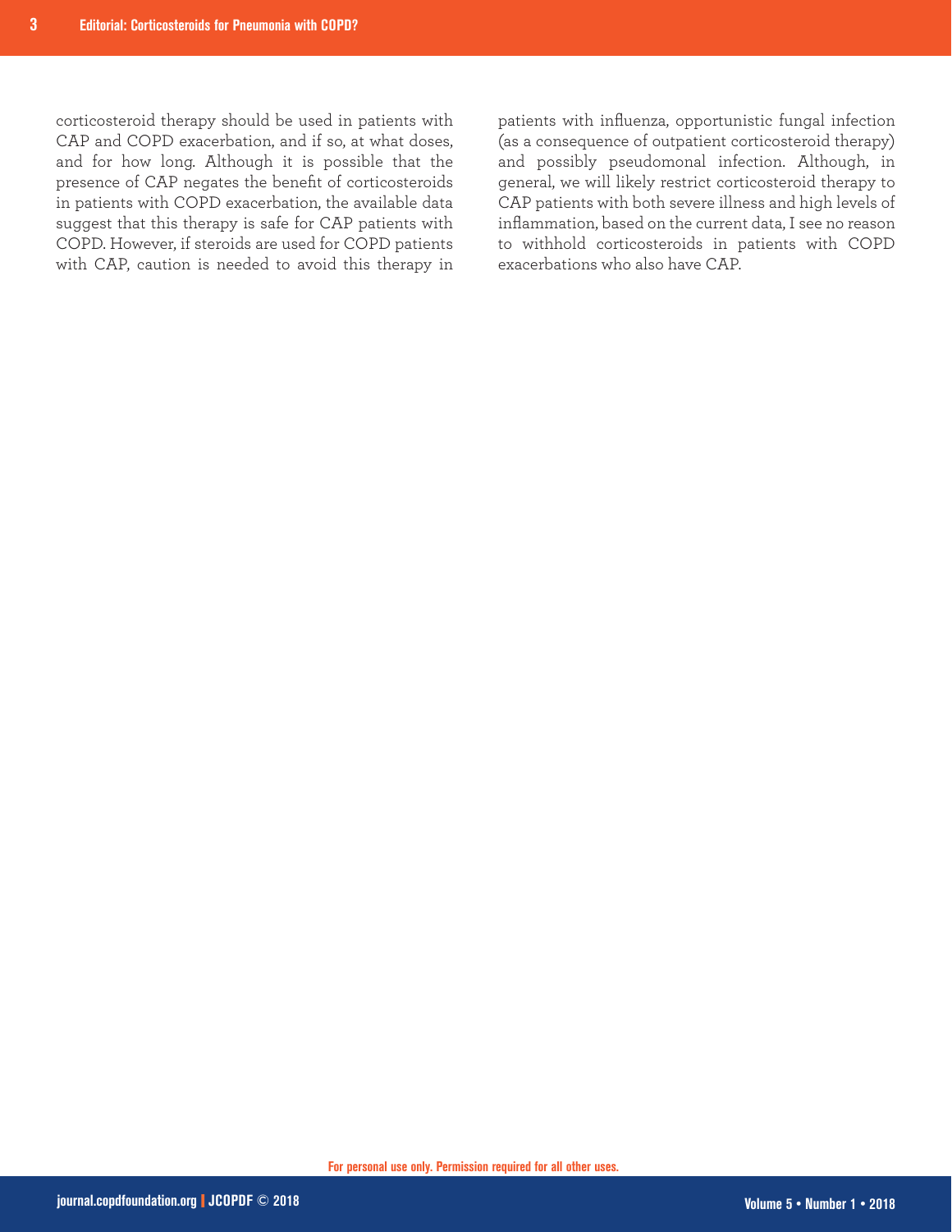corticosteroid therapy should be used in patients with CAP and COPD exacerbation, and if so, at what doses, and for how long. Although it is possible that the presence of CAP negates the benefit of corticosteroids in patients with COPD exacerbation, the available data suggest that this therapy is safe for CAP patients with COPD. However, if steroids are used for COPD patients with CAP, caution is needed to avoid this therapy in patients with influenza, opportunistic fungal infection (as a consequence of outpatient corticosteroid therapy) and possibly pseudomonal infection. Although, in general, we will likely restrict corticosteroid therapy to CAP patients with both severe illness and high levels of inflammation, based on the current data, I see no reason to withhold corticosteroids in patients with COPD exacerbations who also have CAP.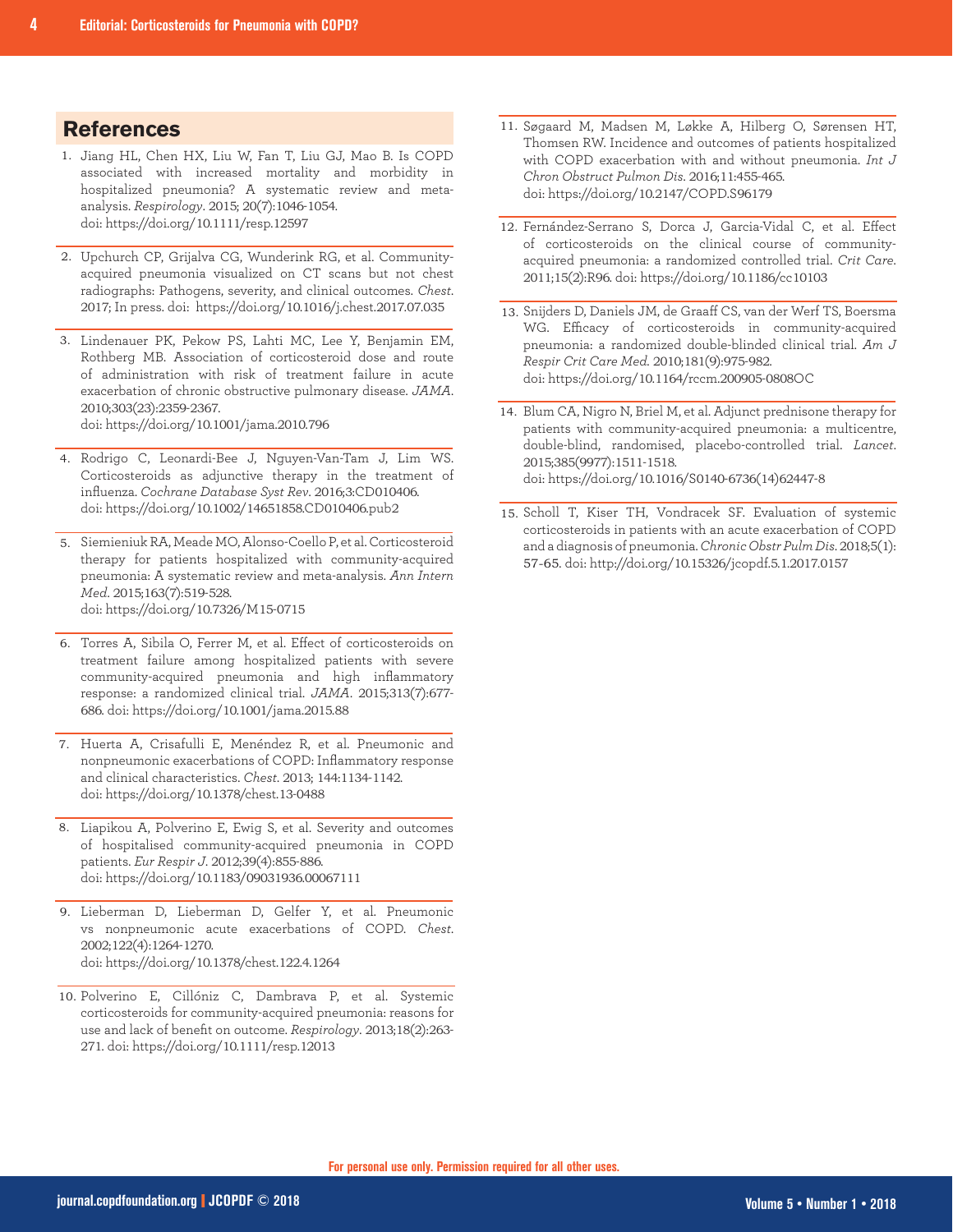## References

1. Jiang HL, Chen HX, Liu W, Fan T, Liu GJ, Mao B. Is COPD associated with increased mortality and morbidity in hospitalized pneumonia? A systematic review and meta-analysis. *Respirology*. 2015; 20(7):1046-1054. doi: https://doi.org/10.1111/resp.12597

2. Upchurch CP, Grijalva CG, Wunderink RG, et al. Community-acquired pneumonia visualized on CT scans but not chest radiographs: Pathogens, severity, and clinical outcomes. *Chest*. 2017; In press. doi: https://doi.org/10.1016/j.chest.2017.07.035

3. Lindenauer PK, Pekow PS, Lahti MC, Lee Y, Benjamin EM, Rothberg MB. Association of corticosteroid dose and route of administration with risk of treatment failure in acute exacerbation of chronic obstructive pulmonary disease. *JAMA*. 2010;303(23):2359-2367. doi: https://doi.org/10.1001/jama.2010.796

4. Rodrigo C, Leonardi-Bee J, Nguyen-Van-Tam J, Lim WS. Corticosteroids as adjunctive therapy in the treatment of influenza. *Cochrane Database Syst Rev*. 2016;3:CD010406. doi: https://doi.org/10.1002/14651858.CD010406.pub2

5. Siemieniuk RA, Meade MO, Alonso-Coello P, et al. Corticosteroid therapy for patients hospitalized with community-acquired pneumonia: A systematic review and meta-analysis. *Ann Intern Med*. 2015;163(7):519-528. doi: https://doi.org/10.7326/M15-0715

6. Torres A, Sibila O, Ferrer M, et al. Effect of corticosteroids on treatment failure among hospitalized patients with severe community-acquired pneumonia and high inflammatory response: a randomized clinical trial. *JAMA*. 2015;313(7):677-686. doi: https://doi.org/10.1001/jama.2015.88

7. Huerta A, Crisafulli E, Menéndez R, et al. Pneumonic and nonpneumonic exacerbations of COPD: Inflammatory response and clinical characteristics. *Chest*. 2013; 144:1134-1142. doi: https://doi.org/10.1378/chest.13-0488

8. Liapikou A, Polverino E, Ewig S, et al. Severity and outcomes of hospitalised community-acquired pneumonia in COPD patients. *Eur Respir J*. 2012;39(4):855-886. doi: https://doi.org/10.1183/09031936.00067111

9. Lieberman D, Lieberman D, Gelfer Y, et al. Pneumonic vs nonpneumonic acute exacerbations of COPD. *Chest*. 2002;122(4):1264-1270. doi: https://doi.org/10.1378/chest.122.4.1264

10. Polverino E, Cillóniz C, Dambrava P, et al. Systemic corticosteroids for community-acquired pneumonia: reasons for use and lack of benefit on outcome. *Respirology*. 2013;18(2):263-271. doi: https://doi.org/10.1111/resp.12013

11. Søgaard M, Madsen M, Løkke A, Hilberg O, Sørensen HT, Thomsen RW. Incidence and outcomes of patients hospitalized with COPD exacerbation with and without pneumonia. *Int J Chron Obstruct Pulmon Dis*. 2016;11:455-465. doi: https://doi.org/10.2147/COPD.S96179

12. Fernández-Serrano S, Dorca J, Garcia-Vidal C, et al. Effect of corticosteroids on the clinical course of community-acquired pneumonia: a randomized controlled trial. *Crit Care*. 2011;15(2):R96. doi: https://doi.org/10.1186/cc10103

13. Snijders D, Daniels JM, de Graaff CS, van der Werf TS, Boersma WG. Efficacy of corticosteroids in community-acquired pneumonia: a randomized double-blinded clinical trial. *Am J Respir Crit Care Med*. 2010;181(9):975-982. doi: https://doi.org/10.1164/rccm.200905-0808OC

14. Blum CA, Nigro N, Briel M, et al. Adjunct prednisone therapy for patients with community-acquired pneumonia: a multicentre, double-blind, randomised, placebo-controlled trial. *Lancet*. 2015;385(9977):1511-1518. doi: https://doi.org/10.1016/S0140-6736(14)62447-8

15. Scholl T, Kiser TH, Vondracek SF. Evaluation of systemic corticosteroids in patients with an acute exacerbation of COPD and a diagnosis of pneumonia. *Chronic Obstr Pulm Dis*. 2018;5(1): 57-65. doi: http://doi.org/10.15326/jcopdf.5.1.2017.0157

For personal use only. Permission required for all other uses.